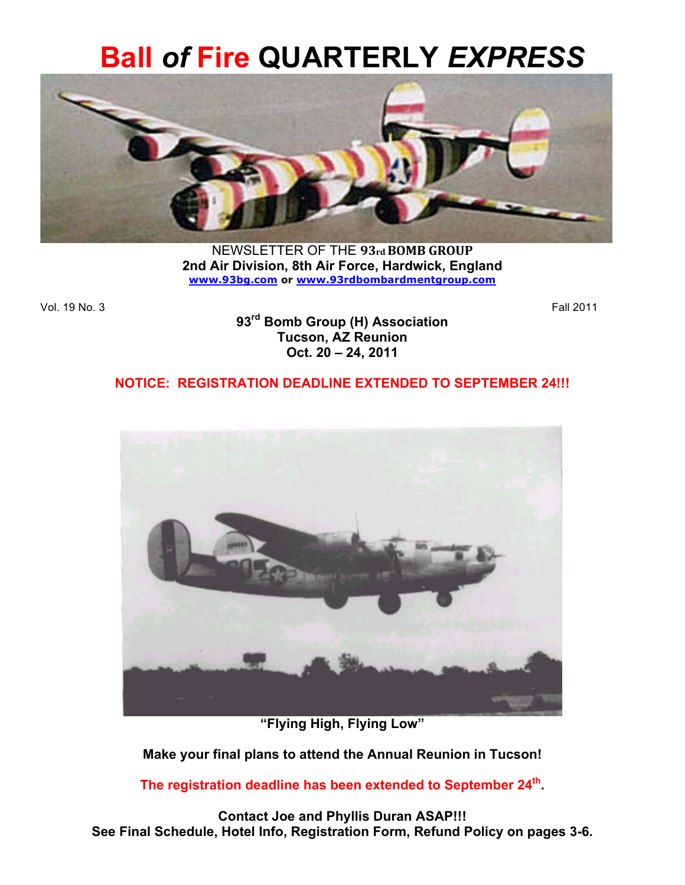# Ball *of* Fire QUARTERLY *EXPRESS*

NEWSLETTER OF THE 93rd BOMB GROUP
**2nd Air Division, 8th Air Force, Hardwick, England**
**www.93bg.com or www.93rdbombardmentgroup.com**

Vol. 19 No. 3

Fall 2011

**93rd Bomb Group (H) Association**
**Tucson, AZ Reunion**
**Oct. 20 – 24, 2011**

**NOTICE: REGISTRATION DEADLINE EXTENDED TO SEPTEMBER 24!!!**

**"Flying High, Flying Low"**

**Make your final plans to attend the Annual Reunion in Tucson!**

**The registration deadline has been extended to September 24th.**

**Contact Joe and Phyllis Duran ASAP!!!**
**See Final Schedule, Hotel Info, Registration Form, Refund Policy on pages 3-6.**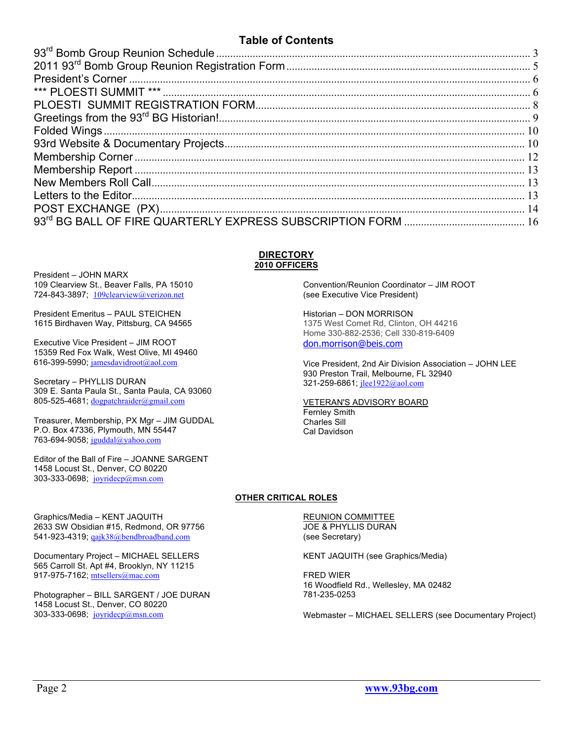## Table of Contents

| | |
|---|---|
| 93rd Bomb Group Reunion Schedule | 3 |
| 2011 93rd Bomb Group Reunion Registration Form | 5 |
| President's Corner | 6 |
| *** PLOESTI SUMMIT *** | 6 |
| PLOESTI SUMMIT REGISTRATION FORM | 8 |
| Greetings from the 93rd BG Historian! | 9 |
| Folded Wings | 10 |
| 93rd Website & Documentary Projects | 10 |
| Membership Corner | 12 |
| Membership Report | 13 |
| New Members Roll Call | 13 |
| Letters to the Editor | 13 |
| POST EXCHANGE (PX) | 14 |
| 93rd BG BALL OF FIRE QUARTERLY EXPRESS SUBSCRIPTION FORM | 16 |

## DIRECTORY
### 2010 OFFICERS

President – JOHN MARX
109 Clearview St., Beaver Falls, PA 15010
724-843-3897; 109clearview@verizon.net

President Emeritus – PAUL STEICHEN
1615 Birdhaven Way, Pittsburg, CA 94565

Executive Vice President – JIM ROOT
15359 Red Fox Walk, West Olive, MI 49460
616-399-5990; jamesdavidroot@aol.com

Secretary – PHYLLIS DURAN
309 E. Santa Paula St., Santa Paula, CA 93060
805-525-4681; dogpatchraider@gmail.com

Treasurer, Membership, PX Mgr – JIM GUDDAL
P.O. Box 47336, Plymouth, MN 55447
763-694-9058; jguddal@yahoo.com

Editor of the Ball of Fire – JOANNE SARGENT
1458 Locust St., Denver, CO 80220
303-333-0698; joyridecp@msn.com

Convention/Reunion Coordinator – JIM ROOT
(see Executive Vice President)

Historian – DON MORRISON
1375 West Comet Rd, Clinton, OH 44216
Home 330-882-2536; Cell 330-819-6409
don.morrison@beis.com

Vice President, 2nd Air Division Association – JOHN LEE
930 Preston Trail, Melbourne, FL 32940
321-259-6861; jlee1922@aol.com

VETERAN'S ADVISORY BOARD
Fernley Smith
Charles Sill
Cal Davidson

### OTHER CRITICAL ROLES

Graphics/Media – KENT JAQUITH
2633 SW Obsidian #15, Redmond, OR 97756
541-923-4319; qajk38@bendbroadband.com

Documentary Project – MICHAEL SELLERS
565 Carroll St. Apt #4, Brooklyn, NY 11215
917-975-7162; mtsellers@mac.com

Photographer – BILL SARGENT / JOE DURAN
1458 Locust St., Denver, CO 80220
303-333-0698; joyridecp@msn.com

REUNION COMMITTEE
JOE & PHYLLIS DURAN
(see Secretary)

KENT JAQUITH (see Graphics/Media)

FRED WIER
16 Woodfield Rd., Wellesley, MA 02482
781-235-0253

Webmaster – MICHAEL SELLERS (see Documentary Project)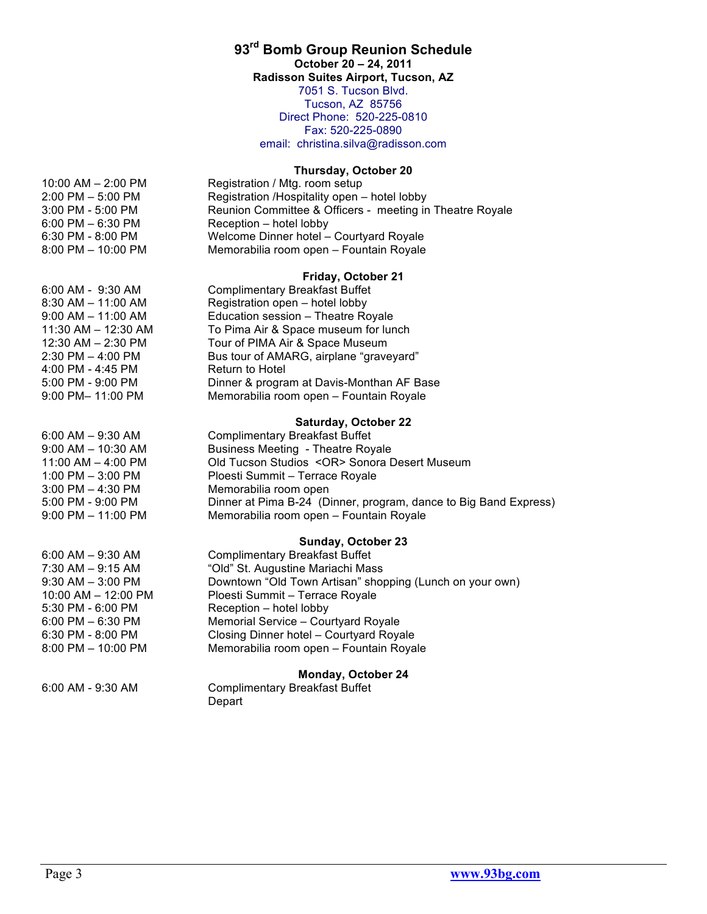# 93rd Bomb Group Reunion Schedule

**October 20 – 24, 2011**
**Radisson Suites Airport, Tucson, AZ**
7051 S. Tucson Blvd.
Tucson, AZ 85756
Direct Phone: 520-225-0810
Fax: 520-225-0890
email: christina.silva@radisson.com

### Thursday, October 20

| | |
|---|---|
| 10:00 AM – 2:00 PM | Registration / Mtg. room setup |
| 2:00 PM – 5:00 PM | Registration /Hospitality open – hotel lobby |
| 3:00 PM - 5:00 PM | Reunion Committee & Officers - meeting in Theatre Royale |
| 6:00 PM – 6:30 PM | Reception – hotel lobby |
| 6:30 PM - 8:00 PM | Welcome Dinner hotel – Courtyard Royale |
| 8:00 PM – 10:00 PM | Memorabilia room open – Fountain Royale |

### Friday, October 21

| | |
|---|---|
| 6:00 AM - 9:30 AM | Complimentary Breakfast Buffet |
| 8:30 AM – 11:00 AM | Registration open – hotel lobby |
| 9:00 AM – 11:00 AM | Education session – Theatre Royale |
| 11:30 AM – 12:30 AM | To Pima Air & Space museum for lunch |
| 12:30 AM – 2:30 PM | Tour of PIMA Air & Space Museum |
| 2:30 PM – 4:00 PM | Bus tour of AMARG, airplane "graveyard" |
| 4:00 PM - 4:45 PM | Return to Hotel |
| 5:00 PM - 9:00 PM | Dinner & program at Davis-Monthan AF Base |
| 9:00 PM– 11:00 PM | Memorabilia room open – Fountain Royale |

### Saturday, October 22

| | |
|---|---|
| 6:00 AM – 9:30 AM | Complimentary Breakfast Buffet |
| 9:00 AM – 10:30 AM | Business Meeting - Theatre Royale |
| 11:00 AM – 4:00 PM | Old Tucson Studios <OR> Sonora Desert Museum |
| 1:00 PM – 3:00 PM | Ploesti Summit – Terrace Royale |
| 3:00 PM – 4:30 PM | Memorabilia room open |
| 5:00 PM - 9:00 PM | Dinner at Pima B-24 (Dinner, program, dance to Big Band Express) |
| 9:00 PM – 11:00 PM | Memorabilia room open – Fountain Royale |

### Sunday, October 23

| | |
|---|---|
| 6:00 AM – 9:30 AM | Complimentary Breakfast Buffet |
| 7:30 AM – 9:15 AM | "Old" St. Augustine Mariachi Mass |
| 9:30 AM – 3:00 PM | Downtown "Old Town Artisan" shopping (Lunch on your own) |
| 10:00 AM – 12:00 PM | Ploesti Summit – Terrace Royale |
| 5:30 PM - 6:00 PM | Reception – hotel lobby |
| 6:00 PM – 6:30 PM | Memorial Service – Courtyard Royale |
| 6:30 PM - 8:00 PM | Closing Dinner hotel – Courtyard Royale |
| 8:00 PM – 10:00 PM | Memorabilia room open – Fountain Royale |

### Monday, October 24

| | |
|---|---|
| 6:00 AM - 9:30 AM | Complimentary Breakfast Buffet |
| | Depart |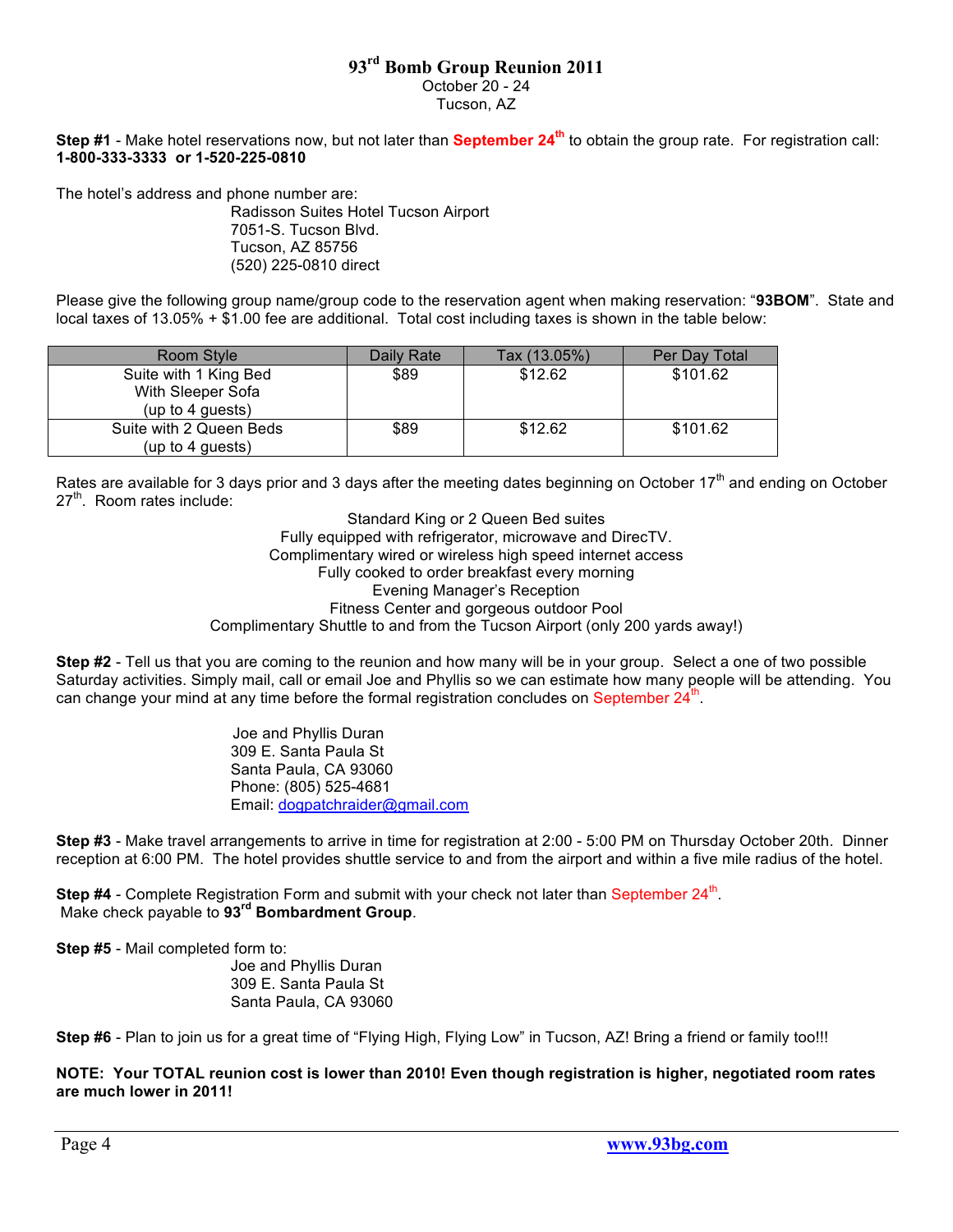# 93rd Bomb Group Reunion 2011

October 20 - 24
Tucson, AZ

**Step #1** - Make hotel reservations now, but not later than **September 24th** to obtain the group rate. For registration call: **1-800-333-3333 or 1-520-225-0810**

The hotel's address and phone number are:

Radisson Suites Hotel Tucson Airport
7051-S. Tucson Blvd.
Tucson, AZ 85756
(520) 225-0810 direct

Please give the following group name/group code to the reservation agent when making reservation: "**93BOM**". State and local taxes of 13.05% + $1.00 fee are additional. Total cost including taxes is shown in the table below:

| Room Style | Daily Rate | Tax (13.05%) | Per Day Total |
|---|---|---|---|
| Suite with 1 King Bed With Sleeper Sofa (up to 4 guests) | $89 | $12.62 | $101.62 |
| Suite with 2 Queen Beds (up to 4 guests) | $89 | $12.62 | $101.62 |

Rates are available for 3 days prior and 3 days after the meeting dates beginning on October 17th and ending on October 27th. Room rates include:

Standard King or 2 Queen Bed suites
Fully equipped with refrigerator, microwave and DirecTV.
Complimentary wired or wireless high speed internet access
Fully cooked to order breakfast every morning
Evening Manager's Reception
Fitness Center and gorgeous outdoor Pool
Complimentary Shuttle to and from the Tucson Airport (only 200 yards away!)

**Step #2** - Tell us that you are coming to the reunion and how many will be in your group. Select a one of two possible Saturday activities. Simply mail, call or email Joe and Phyllis so we can estimate how many people will be attending. You can change your mind at any time before the formal registration concludes on September 24th.

Joe and Phyllis Duran
309 E. Santa Paula St
Santa Paula, CA 93060
Phone: (805) 525-4681
Email: dogpatchraider@gmail.com

**Step #3** - Make travel arrangements to arrive in time for registration at 2:00 - 5:00 PM on Thursday October 20th. Dinner reception at 6:00 PM. The hotel provides shuttle service to and from the airport and within a five mile radius of the hotel.

**Step #4** - Complete Registration Form and submit with your check not later than September 24th.
Make check payable to **93rd Bombardment Group**.

**Step #5** - Mail completed form to:

Joe and Phyllis Duran
309 E. Santa Paula St
Santa Paula, CA 93060

**Step #6** - Plan to join us for a great time of "Flying High, Flying Low" in Tucson, AZ! Bring a friend or family too!!!

**NOTE: Your TOTAL reunion cost is lower than 2010! Even though registration is higher, negotiated room rates are much lower in 2011!**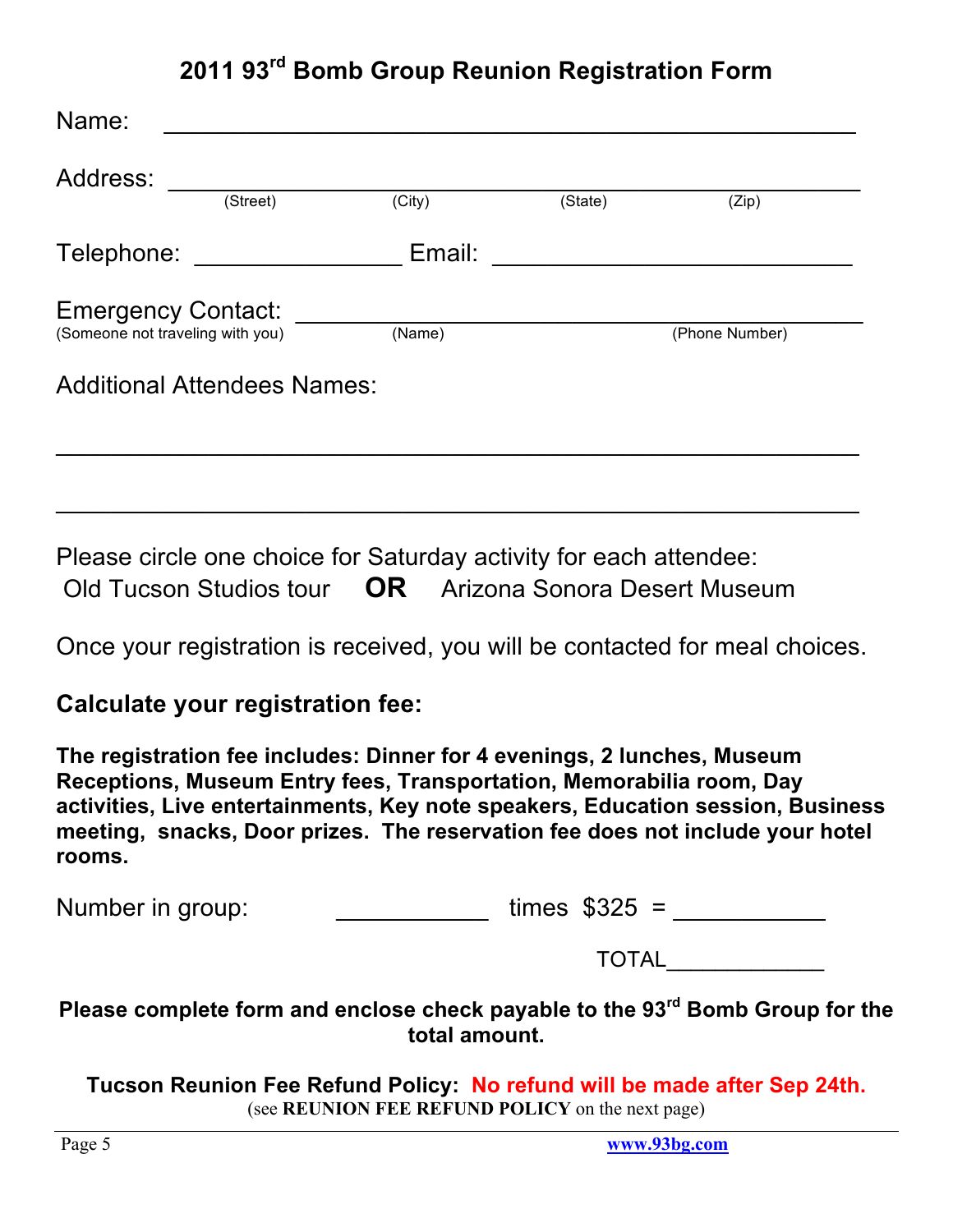# 2011 93rd Bomb Group Reunion Registration Form

Name: ______________________________________________

Address: ______________________________________________
(Street) (City) (State) (Zip)

Telephone: ________________ Email: ____________________________

Emergency Contact: ____________________________________________
(Someone not traveling with you) (Name) (Phone Number)

Additional Attendees Names:

______________________________________________________________

______________________________________________________________

Please circle one choice for Saturday activity for each attendee:
Old Tucson Studios tour **OR** Arizona Sonora Desert Museum

Once your registration is received, you will be contacted for meal choices.

## Calculate your registration fee:

**The registration fee includes: Dinner for 4 evenings, 2 lunches, Museum Receptions, Museum Entry fees, Transportation, Memorabilia room, Day activities, Live entertainments, Key note speakers, Education session, Business meeting, snacks, Door prizes. The reservation fee does not include your hotel rooms.**

Number in group: ___________ times $325 = ___________

TOTAL_____________

**Please complete form and enclose check payable to the 93rd Bomb Group for the total amount.**

**Tucson Reunion Fee Refund Policy: No refund will be made after Sep 24th.**
(see **REUNION FEE REFUND POLICY** on the next page)

www.93bg.com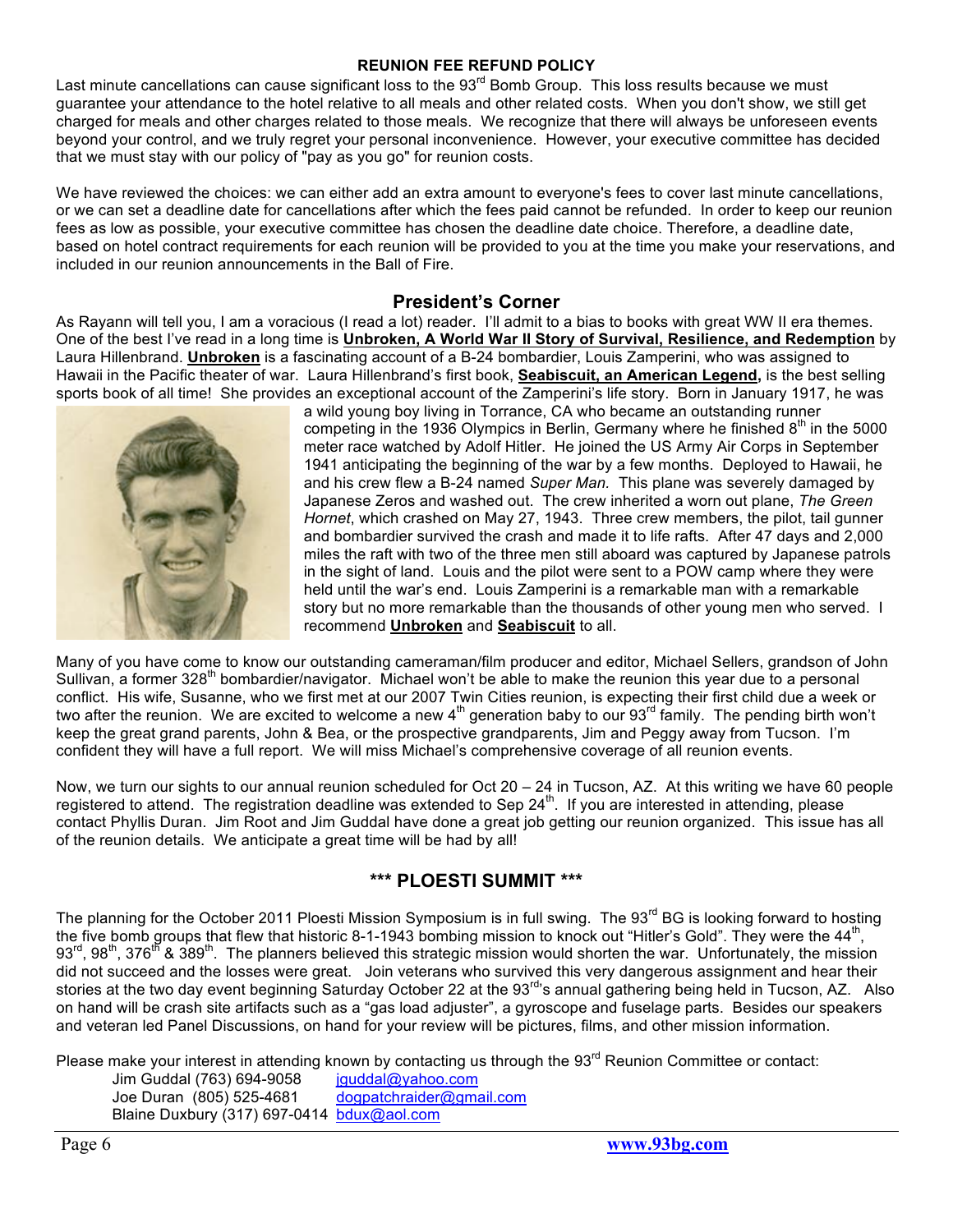## REUNION FEE REFUND POLICY

Last minute cancellations can cause significant loss to the 93rd Bomb Group. This loss results because we must guarantee your attendance to the hotel relative to all meals and other related costs. When you don't show, we still get charged for meals and other charges related to those meals. We recognize that there will always be unforeseen events beyond your control, and we truly regret your personal inconvenience. However, your executive committee has decided that we must stay with our policy of "pay as you go" for reunion costs.

We have reviewed the choices: we can either add an extra amount to everyone's fees to cover last minute cancellations, or we can set a deadline date for cancellations after which the fees paid cannot be refunded. In order to keep our reunion fees as low as possible, your executive committee has chosen the deadline date choice. Therefore, a deadline date, based on hotel contract requirements for each reunion will be provided to you at the time you make your reservations, and included in our reunion announcements in the Ball of Fire.

## President's Corner

As Rayann will tell you, I am a voracious (I read a lot) reader. I'll admit to a bias to books with great WW II era themes. One of the best I've read in a long time is **Unbroken, A World War II Story of Survival, Resilience, and Redemption** by Laura Hillenbrand. **Unbroken** is a fascinating account of a B-24 bombardier, Louis Zamperini, who was assigned to Hawaii in the Pacific theater of war. Laura Hillenbrand's first book, **Seabiscuit, an American Legend,** is the best selling sports book of all time! She provides an exceptional account of the Zamperini's life story. Born in January 1917, he was a wild young boy living in Torrance, CA who became an outstanding runner competing in the 1936 Olympics in Berlin, Germany where he finished 8th in the 5000 meter race watched by Adolf Hitler. He joined the US Army Air Corps in September 1941 anticipating the beginning of the war by a few months. Deployed to Hawaii, he and his crew flew a B-24 named *Super Man.* This plane was severely damaged by Japanese Zeros and washed out. The crew inherited a worn out plane, *The Green Hornet*, which crashed on May 27, 1943. Three crew members, the pilot, tail gunner and bombardier survived the crash and made it to life rafts. After 47 days and 2,000 miles the raft with two of the three men still aboard was captured by Japanese patrols in the sight of land. Louis and the pilot were sent to a POW camp where they were held until the war's end. Louis Zamperini is a remarkable man with a remarkable story but no more remarkable than the thousands of other young men who served. I recommend **Unbroken** and **Seabiscuit** to all.

Many of you have come to know our outstanding cameraman/film producer and editor, Michael Sellers, grandson of John Sullivan, a former 328th bombardier/navigator. Michael won't be able to make the reunion this year due to a personal conflict. His wife, Susanne, who we first met at our 2007 Twin Cities reunion, is expecting their first child due a week or two after the reunion. We are excited to welcome a new 4th generation baby to our 93rd family. The pending birth won't keep the great great grand parents, John & Bea, or the prospective grandparents, Jim and Peggy away from Tucson. I'm confident they will have a full report. We will miss Michael's comprehensive coverage of all reunion events.

Now, we turn our sights to our annual reunion scheduled for Oct 20 – 24 in Tucson, AZ. At this writing we have 60 people registered to attend. The registration deadline was extended to Sep 24th. If you are interested in attending, please contact Phyllis Duran. Jim Root and Jim Guddal have done a great job getting our reunion organized. This issue has all of the reunion details. We anticipate a great time will be had by all!

## \*\*\* PLOESTI SUMMIT \*\*\*

The planning for the October 2011 Ploesti Mission Symposium is in full swing. The 93rd BG is looking forward to hosting the five bomb groups that flew that historic 8-1-1943 bombing mission to knock out "Hitler's Gold". They were the 44th, 93rd, 98th, 376th & 389th. The planners believed this strategic mission would shorten the war. Unfortunately, the mission did not succeed and the losses were great. Join veterans who survived this very dangerous assignment and hear their stories at the two day event beginning Saturday October 22 at the 93rd's annual gathering being held in Tucson, AZ. Also on hand will be crash site artifacts such as a "gas load adjuster", a gyroscope and fuselage parts. Besides our speakers and veteran led Panel Discussions, on hand for your review will be pictures, films, and other mission information.

Please make your interest in attending known by contacting us through the 93rd Reunion Committee or contact:

Jim Guddal (763) 694-9058 jguddal@yahoo.com
Joe Duran (805) 525-4681 dogpatchraider@gmail.com
Blaine Duxbury (317) 697-0414 bdux@aol.com

www.93bg.com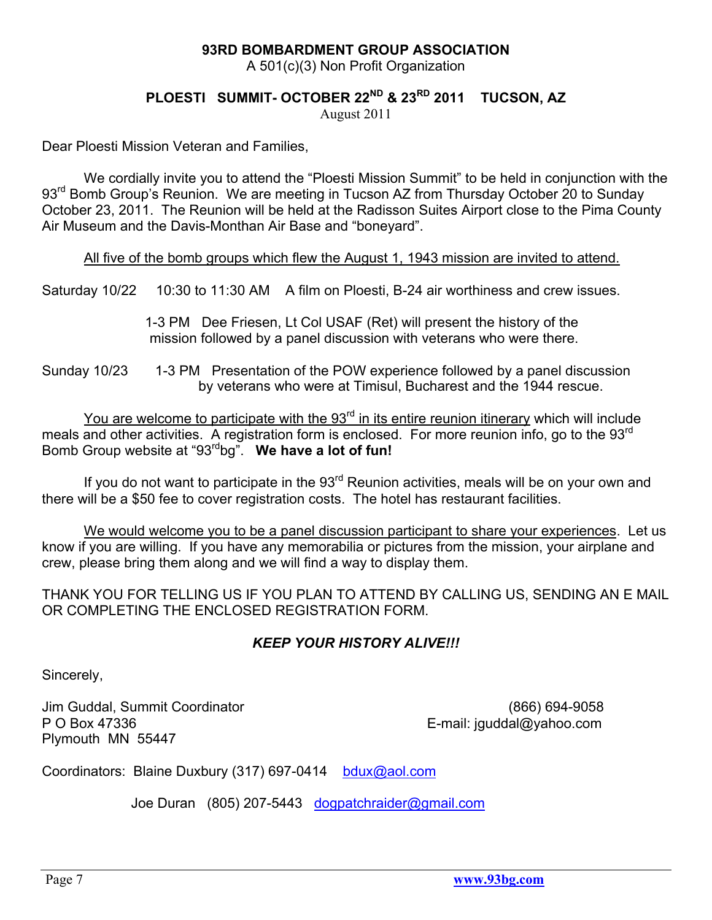**93RD BOMBARDMENT GROUP ASSOCIATION**

A 501(c)(3) Non Profit Organization

**PLOESTI SUMMIT- OCTOBER 22ND & 23RD 2011 TUCSON, AZ**

August 2011

Dear Ploesti Mission Veteran and Families,

We cordially invite you to attend the "Ploesti Mission Summit" to be held in conjunction with the 93rd Bomb Group's Reunion. We are meeting in Tucson AZ from Thursday October 20 to Sunday October 23, 2011. The Reunion will be held at the Radisson Suites Airport close to the Pima County Air Museum and the Davis-Monthan Air Base and "boneyard".

<u>All five of the bomb groups which flew the August 1, 1943 mission are invited to attend.</u>

Saturday 10/22 10:30 to 11:30 AM A film on Ploesti, B-24 air worthiness and crew issues.

1-3 PM Dee Friesen, Lt Col USAF (Ret) will present the history of the mission followed by a panel discussion with veterans who were there.

Sunday 10/23 1-3 PM Presentation of the POW experience followed by a panel discussion by veterans who were at Timisul, Bucharest and the 1944 rescue.

<u>You are welcome to participate with the 93rd in its entire reunion itinerary</u> which will include meals and other activities. A registration form is enclosed. For more reunion info, go to the 93rd Bomb Group website at "93rdbg". **We have a lot of fun!**

If you do not want to participate in the 93rd Reunion activities, meals will be on your own and there will be a $50 fee to cover registration costs. The hotel has restaurant facilities.

<u>We would welcome you to be a panel discussion participant to share your experiences</u>. Let us know if you are willing. If you have any memorabilia or pictures from the mission, your airplane and crew, please bring them along and we will find a way to display them.

THANK YOU FOR TELLING US IF YOU PLAN TO ATTEND BY CALLING US, SENDING AN E MAIL OR COMPLETING THE ENCLOSED REGISTRATION FORM.

***KEEP YOUR HISTORY ALIVE!!!***

Sincerely,

Jim Guddal, Summit Coordinator
P O Box 47336
Plymouth MN 55447

(866) 694-9058
E-mail: jguddal@yahoo.com

Coordinators: Blaine Duxbury (317) 697-0414 bdux@aol.com

Joe Duran (805) 207-5443 dogpatchraider@gmail.com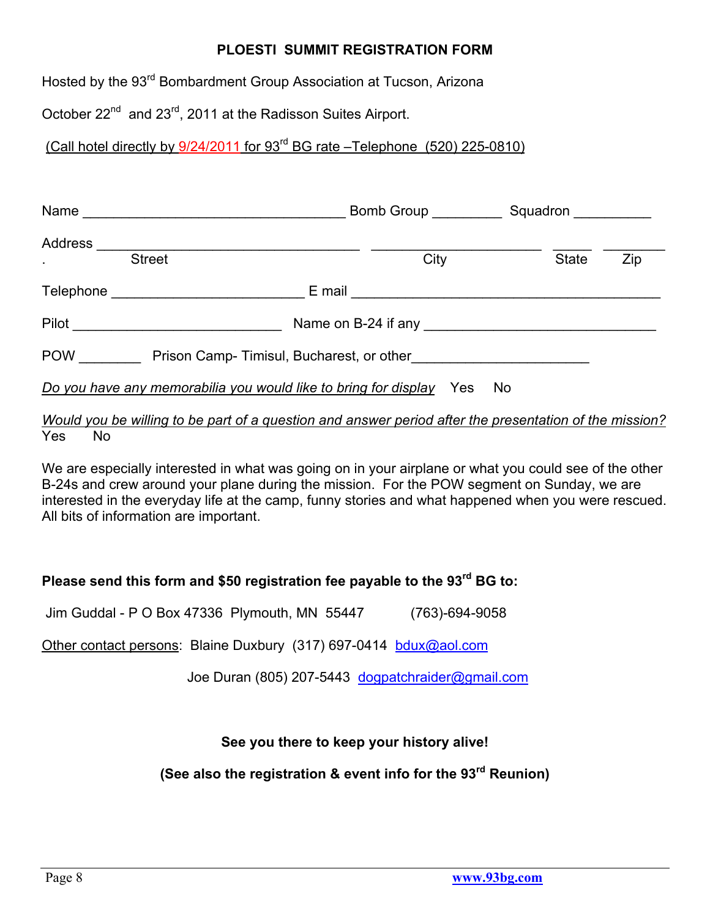## PLOESTI SUMMIT REGISTRATION FORM

Hosted by the 93rd Bombardment Group Association at Tucson, Arizona

October 22nd and 23rd, 2011 at the Radisson Suites Airport.

(Call hotel directly by 9/24/2011 for 93rd BG rate –Telephone (520) 225-0810)

Name _________________________________ Bomb Group _________ Squadron __________

Address _________________________________ _____________________ _____ ________
Street City State Zip

Telephone ________________________ E mail ______________________________________

Pilot ___________________________ Name on B-24 if any _____________________________

POW ________ Prison Camp- Timisul, Bucharest, or other______________________

*Do you have any memorabilia you would like to bring for display* Yes No

*Would you be willing to be part of a question and answer period after the presentation of the mission?*
Yes No

We are especially interested in what was going on in your airplane or what you could see of the other B-24s and crew around your plane during the mission. For the POW segment on Sunday, we are interested in the everyday life at the camp, funny stories and what happened when you were rescued. All bits of information are important.

**Please send this form and $50 registration fee payable to the 93rd BG to:**

Jim Guddal - P O Box 47336 Plymouth, MN 55447 (763)-694-9058

Other contact persons: Blaine Duxbury (317) 697-0414 bdux@aol.com

Joe Duran (805) 207-5443 dogpatchraider@gmail.com

**See you there to keep your history alive!**

**(See also the registration & event info for the 93rd Reunion)**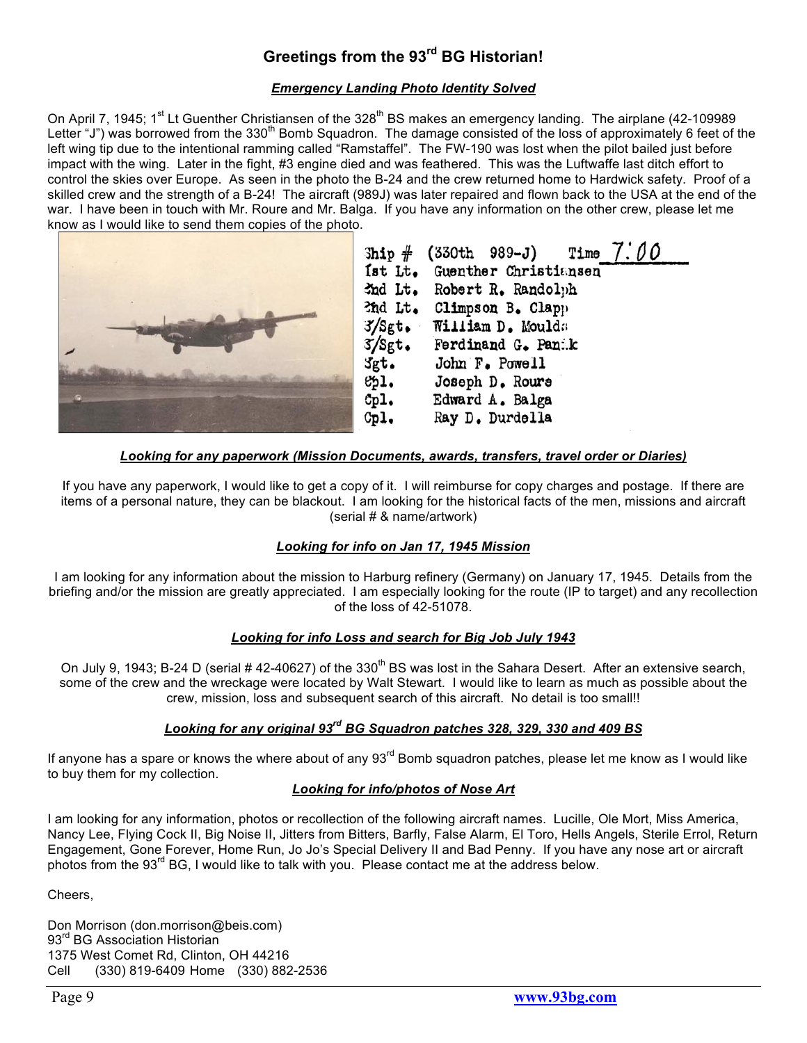# Greetings from the 93rd BG Historian!

### *Emergency Landing Photo Identity Solved*

On April 7, 1945; 1st Lt Guenther Christiansen of the 328th BS makes an emergency landing. The airplane (42-109989 Letter "J") was borrowed from the 330th Bomb Squadron. The damage consisted of the loss of approximately 6 feet of the left wing tip due to the intentional ramming called "Ramstaffel". The FW-190 was lost when the pilot bailed just before impact with the wing. Later in the fight, #3 engine died and was feathered. This was the Luftwaffe last ditch effort to control the skies over Europe. As seen in the photo the B-24 and the crew returned home to Hardwick safety. Proof of a skilled crew and the strength of a B-24! The aircraft (989J) was later repaired and flown back to the USA at the end of the war. I have been in touch with Mr. Roure and Mr. Balga. If you have any information on the other crew, please let me know as I would like to send them copies of the photo.

Ship # (330th 989-J) Time 7:00

| | |
|---|---|
| 1st Lt. | Guenther Christiansen |
| 2nd Lt. | Robert R. Randolph |
| 2nd Lt. | Climpson B. Clapp |
| S/Sgt. | William D. Moulds |
| S/Sgt. | Ferdinand G. Panik |
| Sgt. | John F. Powell |
| Cpl. | Joseph D. Roure |
| Cpl. | Edward A. Balga |
| Cpl. | Ray D. Durdella |

### *Looking for any paperwork (Mission Documents, awards, transfers, travel order or Diaries)*

If you have any paperwork, I would like to get a copy of it. I will reimburse for copy charges and postage. If there are items of a personal nature, they can be blackout. I am looking for the historical facts of the men, missions and aircraft (serial # & name/artwork)

### *Looking for info on Jan 17, 1945 Mission*

I am looking for any information about the mission to Harburg refinery (Germany) on January 17, 1945. Details from the briefing and/or the mission are greatly appreciated. I am especially looking for the route (IP to target) and any recollection of the loss of 42-51078.

### *Looking for info Loss and search for Big Job July 1943*

On July 9, 1943; B-24 D (serial # 42-40627) of the 330th BS was lost in the Sahara Desert. After an extensive search, some of the crew and the wreckage were located by Walt Stewart. I would like to learn as much as possible about the crew, mission, loss and subsequent search of this aircraft. No detail is too small!!

### *Looking for any original 93rd BG Squadron patches 328, 329, 330 and 409 BS*

If anyone has a spare or knows the where about of any 93rd Bomb squadron patches, please let me know as I would like to buy them for my collection.

### *Looking for info/photos of Nose Art*

I am looking for any information, photos or recollection of the following aircraft names. Lucille, Ole Mort, Miss America, Nancy Lee, Flying Cock II, Big Noise II, Jitters from Bitters, Barfly, False Alarm, El Toro, Hells Angels, Sterile Errol, Return Engagement, Gone Forever, Home Run, Jo Jo's Special Delivery II and Bad Penny. If you have any nose art or aircraft photos from the 93rd BG, I would like to talk with you. Please contact me at the address below.

Cheers,

Don Morrison (don.morrison@beis.com)
93rd BG Association Historian
1375 West Comet Rd, Clinton, OH 44216
Cell (330) 819-6409 Home (330) 882-2536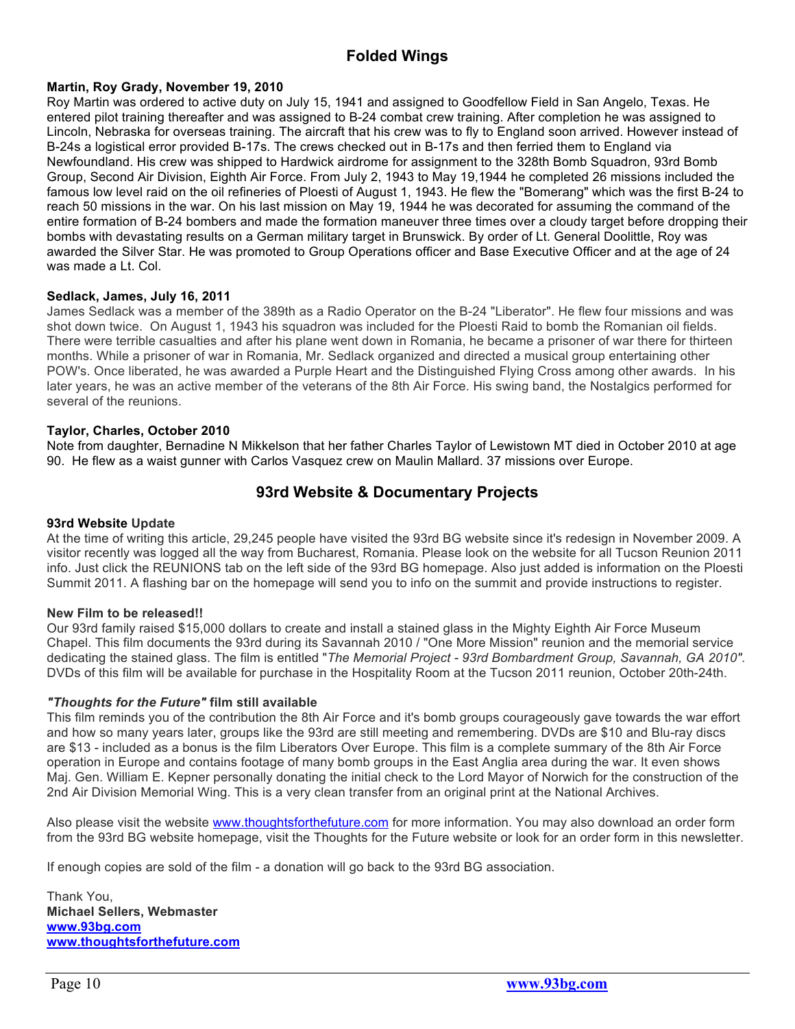## Folded Wings

**Martin, Roy Grady, November 19, 2010**
Roy Martin was ordered to active duty on July 15, 1941 and assigned to Goodfellow Field in San Angelo, Texas. He entered pilot training thereafter and was assigned to B-24 combat crew training. After completion he was assigned to Lincoln, Nebraska for overseas training. The aircraft that his crew was to fly to England soon arrived. However instead of B-24s a logistical error provided B-17s. The crews checked out in B-17s and then ferried them to England via Newfoundland. His crew was shipped to Hardwick airdrome for assignment to the 328th Bomb Squadron, 93rd Bomb Group, Second Air Division, Eighth Air Force. From July 2, 1943 to May 19,1944 he completed 26 missions included the famous low level raid on the oil refineries of Ploesti of August 1, 1943. He flew the "Bomerang" which was the first B-24 to reach 50 missions in the war. On his last mission on May 19, 1944 he was decorated for assuming the command of the entire formation of B-24 bombers and made the formation maneuver three times over a cloudy target before dropping their bombs with devastating results on a German military target in Brunswick. By order of Lt. General Doolittle, Roy was awarded the Silver Star. He was promoted to Group Operations officer and Base Executive Officer and at the age of 24 was made a Lt. Col.

**Sedlack, James, July 16, 2011**
James Sedlack was a member of the 389th as a Radio Operator on the B-24 "Liberator". He flew four missions and was shot down twice. On August 1, 1943 his squadron was included for the Ploesti Raid to bomb the Romanian oil fields. There were terrible casualties and after his plane went down in Romania, he became a prisoner of war there for thirteen months. While a prisoner of war in Romania, Mr. Sedlack organized and directed a musical group entertaining other POW's. Once liberated, he was awarded a Purple Heart and the Distinguished Flying Cross among other awards. In his later years, he was an active member of the veterans of the 8th Air Force. His swing band, the Nostalgics performed for several of the reunions.

**Taylor, Charles, October 2010**
Note from daughter, Bernadine N Mikkelson that her father Charles Taylor of Lewistown MT died in October 2010 at age 90. He flew as a waist gunner with Carlos Vasquez crew on Maulin Mallard. 37 missions over Europe.

## 93rd Website & Documentary Projects

**93rd Website Update**
At the time of writing this article, 29,245 people have visited the 93rd BG website since it's redesign in November 2009. A visitor recently was logged all the way from Bucharest, Romania. Please look on the website for all Tucson Reunion 2011 info. Just click the REUNIONS tab on the left side of the 93rd BG homepage. Also just added is information on the Ploesti Summit 2011. A flashing bar on the homepage will send you to info on the summit and provide instructions to register.

**New Film to be released!!**
Our 93rd family raised $15,000 dollars to create and install a stained glass in the Mighty Eighth Air Force Museum Chapel. This film documents the 93rd during its Savannah 2010 / "One More Mission" reunion and the memorial service dedicating the stained glass. The film is entitled "*The Memorial Project - 93rd Bombardment Group, Savannah, GA 2010"*. DVDs of this film will be available for purchase in the Hospitality Room at the Tucson 2011 reunion, October 20th-24th.

***"Thoughts for the Future"* film still available**
This film reminds you of the contribution the 8th Air Force and it's bomb groups courageously gave towards the war effort and how so many years later, groups like the 93rd are still meeting and remembering. DVDs are $10 and Blu-ray discs are $13 - included as a bonus is the film Liberators Over Europe. This film is a complete summary of the 8th Air Force operation in Europe and contains footage of many bomb groups in the East Anglia area during the war. It even shows Maj. Gen. William E. Kepner personally donating the initial check to the Lord Mayor of Norwich for the construction of the 2nd Air Division Memorial Wing. This is a very clean transfer from an original print at the National Archives.

Also please visit the website www.thoughtsforthefuture.com for more information. You may also download an order form from the 93rd BG website homepage, visit the Thoughts for the Future website or look for an order form in this newsletter.

If enough copies are sold of the film - a donation will go back to the 93rd BG association.

Thank You,
**Michael Sellers, Webmaster**
**www.93bg.com**
**www.thoughtsforthefuture.com**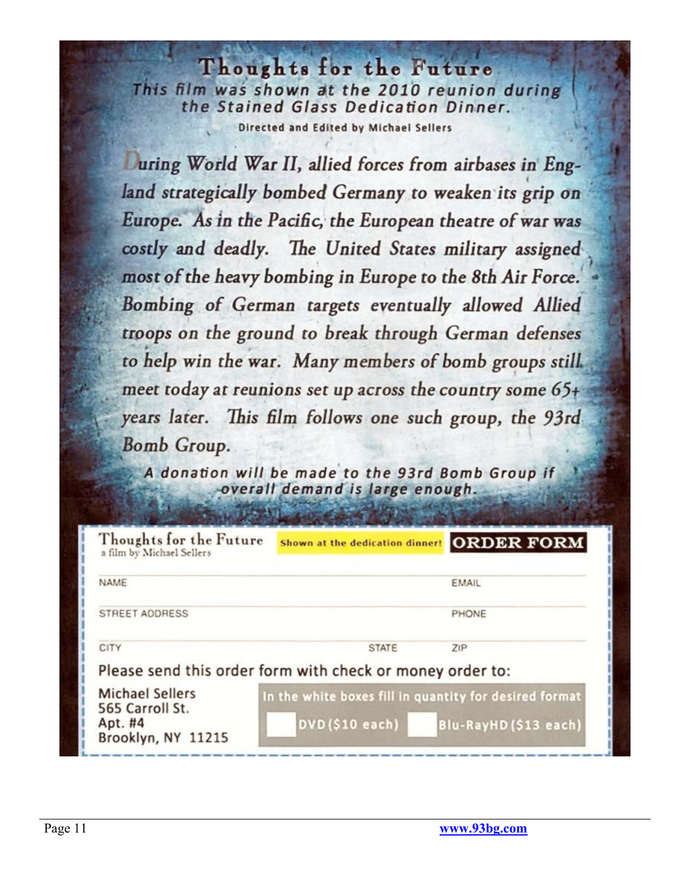# Thoughts for the Future

*This film was shown at the 2010 reunion during the Stained Glass Dedication Dinner.*

**Directed and Edited by Michael Sellers**

*During World War II, allied forces from airbases in England strategically bombed Germany to weaken its grip on Europe. As in the Pacific, the European theatre of war was costly and deadly. The United States military assigned most of the heavy bombing in Europe to the 8th Air Force. Bombing of German targets eventually allowed Allied troops on the ground to break through German defenses to help win the war. Many members of bomb groups still meet today at reunions set up across the country some 65+ years later. This film follows one such group, the 93rd Bomb Group.*

*A donation will be made to the 93rd Bomb Group if overall demand is large enough.*

---

**Thoughts for the Future**
a film by Michael Sellers

**Shown at the dedication dinner!** **ORDER FORM**

NAME ______________________ EMAIL ______________________

STREET ADDRESS ______________________ PHONE ______________________

CITY ______________ STATE ______ ZIP ______

Please send this order form with check or money order to:

Michael Sellers
565 Carroll St.
Apt. #4
Brooklyn, NY 11215

In the white boxes fill in quantity for desired format

☐ DVD ($10 each) ☐ Blu-RayHD ($13 each)

---

www.93bg.com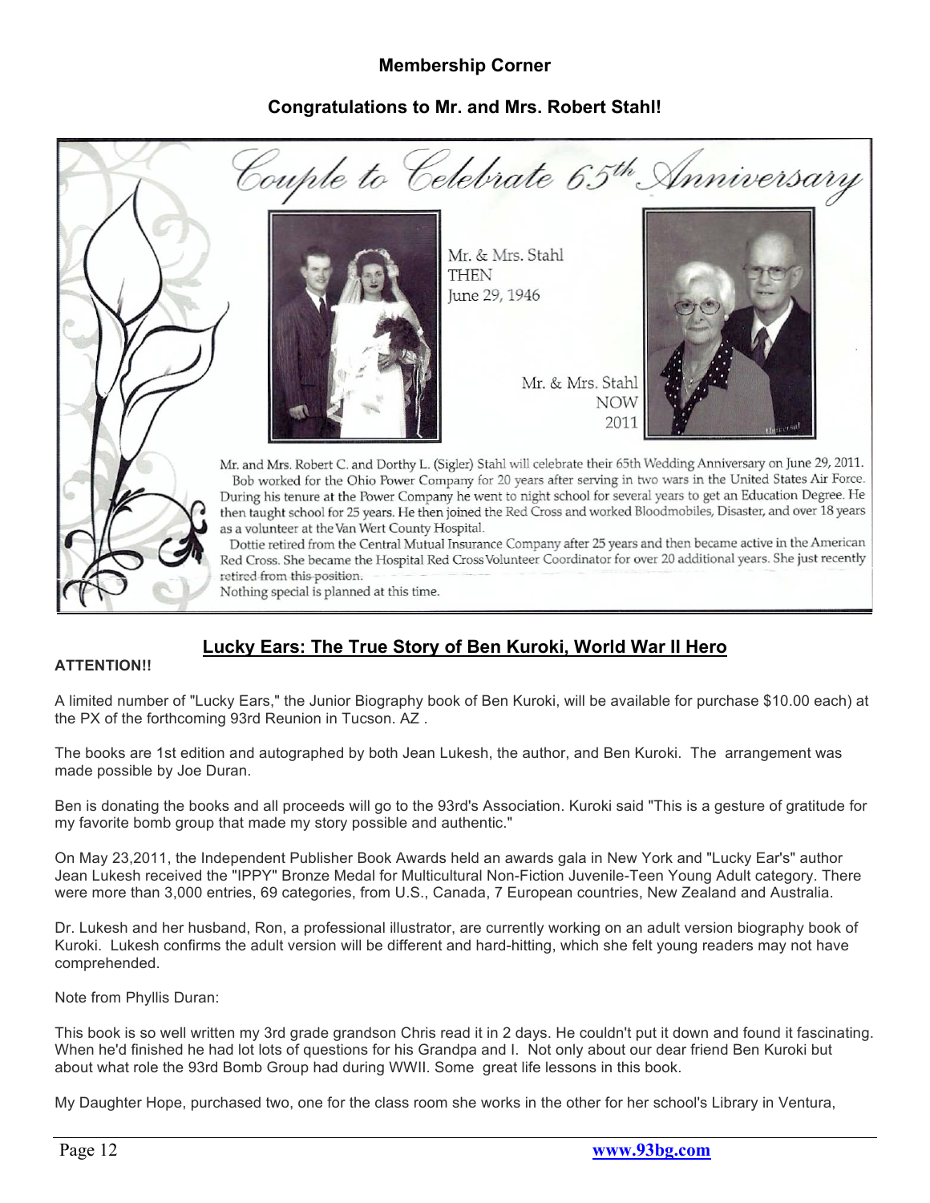## Membership Corner

### Congratulations to Mr. and Mrs. Robert Stahl!

*Couple to Celebrate 65th Anniversary*

Mr. & Mrs. Stahl
THEN
June 29, 1946

Mr. & Mrs. Stahl
NOW
2011

Mr. and Mrs. Robert C. and Dorthy L. (Sigler) Stahl will celebrate their 65th Wedding Anniversary on June 29, 2011.

Bob worked for the Ohio Power Company for 20 years after serving in two wars in the United States Air Force. During his tenure at the Power Company he went to night school for several years to get an Education Degree. He then taught school for 25 years. He then joined the Red Cross and worked Bloodmobiles, Disaster, and over 18 years as a volunteer at the Van Wert County Hospital.

Dottie retired from the Central Mutual Insurance Company after 25 years and then became active in the American Red Cross. She became the Hospital Red Cross Volunteer Coordinator for over 20 additional years. She just recently retired from this position.

Nothing special is planned at this time.

## Lucky Ears: The True Story of Ben Kuroki, World War II Hero

**ATTENTION!!**

A limited number of "Lucky Ears," the Junior Biography book of Ben Kuroki, will be available for purchase $10.00 each) at the PX of the forthcoming 93rd Reunion in Tucson. AZ .

The books are 1st edition and autographed by both Jean Lukesh, the author, and Ben Kuroki. The arrangement was made possible by Joe Duran.

Ben is donating the books and all proceeds will go to the 93rd's Association. Kuroki said "This is a gesture of gratitude for my favorite bomb group that made my story possible and authentic."

On May 23,2011, the Independent Publisher Book Awards held an awards gala in New York and "Lucky Ear's" author Jean Lukesh received the "IPPY" Bronze Medal for Multicultural Non-Fiction Juvenile-Teen Young Adult category. There were more than 3,000 entries, 69 categories, from U.S., Canada, 7 European countries, New Zealand and Australia.

Dr. Lukesh and her husband, Ron, a professional illustrator, are currently working on an adult version biography book of Kuroki. Lukesh confirms the adult version will be different and hard-hitting, which she felt young readers may not have comprehended.

Note from Phyllis Duran:

This book is so well written my 3rd grade grandson Chris read it in 2 days. He couldn't put it down and found it fascinating. When he'd finished he had lot lots of questions for his Grandpa and I. Not only about our dear friend Ben Kuroki but about what role the 93rd Bomb Group had during WWII. Some great life lessons in this book.

My Daughter Hope, purchased two, one for the class room she works in the other for her school's Library in Ventura,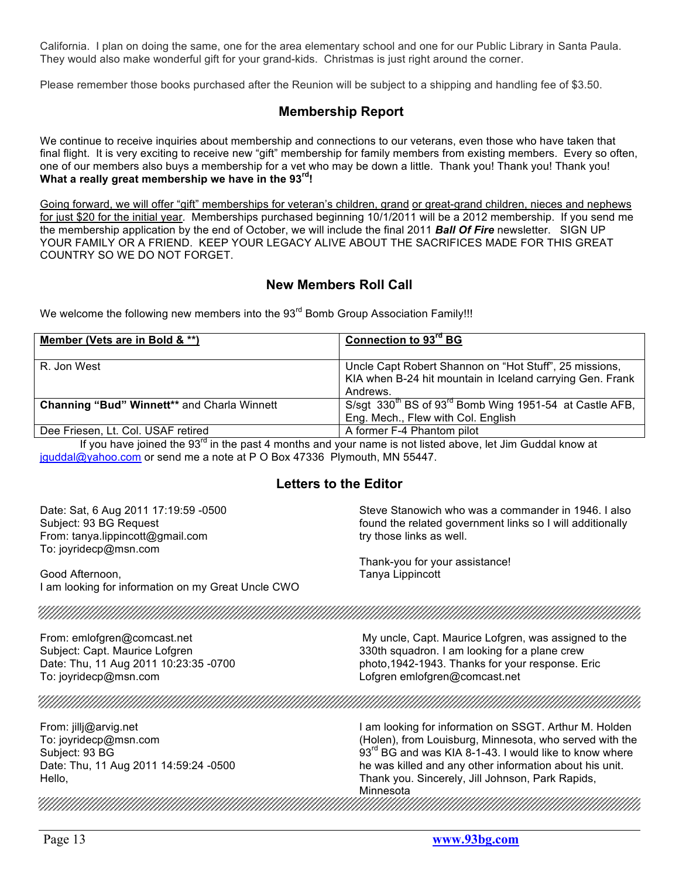California. I plan on doing the same, one for the area elementary school and one for our Public Library in Santa Paula. They would also make wonderful gift for your grand-kids. Christmas is just right around the corner.

Please remember those books purchased after the Reunion will be subject to a shipping and handling fee of $3.50.

## Membership Report

We continue to receive inquiries about membership and connections to our veterans, even those who have taken that final flight. It is very exciting to receive new "gift" membership for family members from existing members. Every so often, one of our members also buys a membership for a vet who may be down a little. Thank you! Thank you! Thank you! **What a really great membership we have in the 93rd!**

Going forward, we will offer "gift" memberships for veteran's children, grand or great-grand children, nieces and nephews for just $20 for the initial year. Memberships purchased beginning 10/1/2011 will be a 2012 membership. If you send me the membership application by the end of October, we will include the final 2011 ***Ball Of Fire*** newsletter. SIGN UP YOUR FAMILY OR A FRIEND. KEEP YOUR LEGACY ALIVE ABOUT THE SACRIFICES MADE FOR THIS GREAT COUNTRY SO WE DO NOT FORGET.

## New Members Roll Call

We welcome the following new members into the 93rd Bomb Group Association Family!!!

| Member (Vets are in Bold & **) | Connection to 93rd BG |
|---|---|
| R. Jon West | Uncle Capt Robert Shannon on "Hot Stuff", 25 missions, KIA when B-24 hit mountain in Iceland carrying Gen. Frank Andrews. |
| **Channing "Bud" Winnett**** and Charla Winnett | S/sgt 330th BS of 93rd Bomb Wing 1951-54 at Castle AFB, Eng. Mech., Flew with Col. English |
| Dee Friesen, Lt. Col. USAF retired | A former F-4 Phantom pilot |

If you have joined the 93rd in the past 4 months and your name is not listed above, let Jim Guddal know at jguddal@yahoo.com or send me a note at P O Box 47336 Plymouth, MN 55447.

## Letters to the Editor

Date: Sat, 6 Aug 2011 17:19:59 -0500
Subject: 93 BG Request
From: tanya.lippincott@gmail.com
To: joyridecp@msn.com

Good Afternoon,
I am looking for information on my Great Uncle CWO Steve Stanowich who was a commander in 1946. I also found the related government links so I will additionally try those links as well.

Thank-you for your assistance!
Tanya Lippincott

---

From: emlofgren@comcast.net
Subject: Capt. Maurice Lofgren
Date: Thu, 11 Aug 2011 10:23:35 -0700
To: joyridecp@msn.com

My uncle, Capt. Maurice Lofgren, was assigned to the 330th squadron. I am looking for a plane crew photo,1942-1943. Thanks for your response. Eric Lofgren emlofgren@comcast.net

---

From: jillj@arvig.net
To: joyridecp@msn.com
Subject: 93 BG
Date: Thu, 11 Aug 2011 14:59:24 -0500
Hello,

I am looking for information on SSGT. Arthur M. Holden (Holen), from Louisburg, Minnesota, who served with the 93rd BG and was KIA 8-1-43. I would like to know where he was killed and any other information about his unit. Thank you. Sincerely, Jill Johnson, Park Rapids, Minnesota

---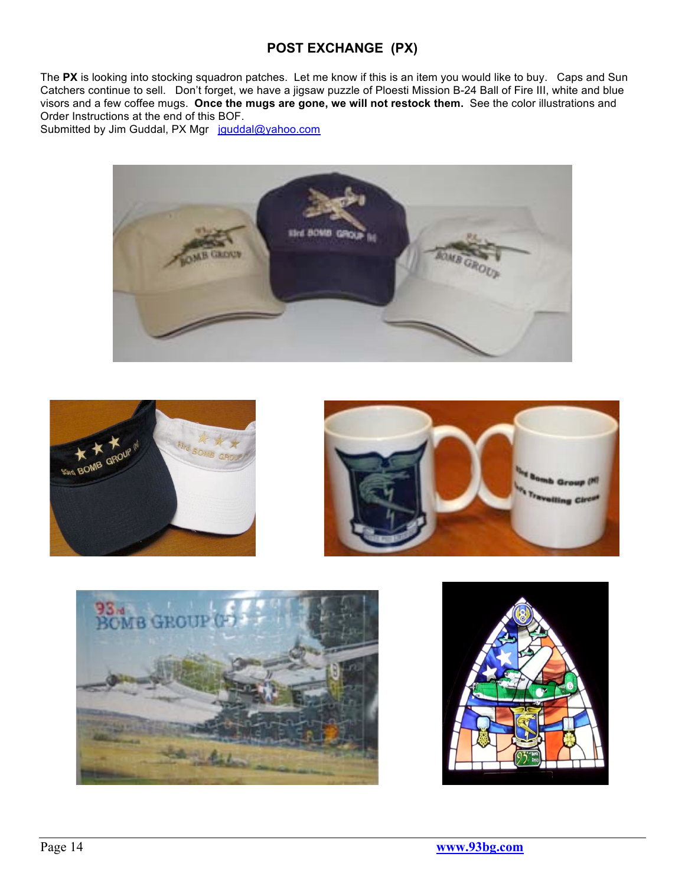## POST EXCHANGE (PX)

The **PX** is looking into stocking squadron patches. Let me know if this is an item you would like to buy. Caps and Sun Catchers continue to sell. Don't forget, we have a jigsaw puzzle of Ploesti Mission B-24 Ball of Fire III, white and blue visors and a few coffee mugs. **Once the mugs are gone, we will not restock them.** See the color illustrations and Order Instructions at the end of this BOF.

Submitted by Jim Guddal, PX Mgr jguddal@yahoo.com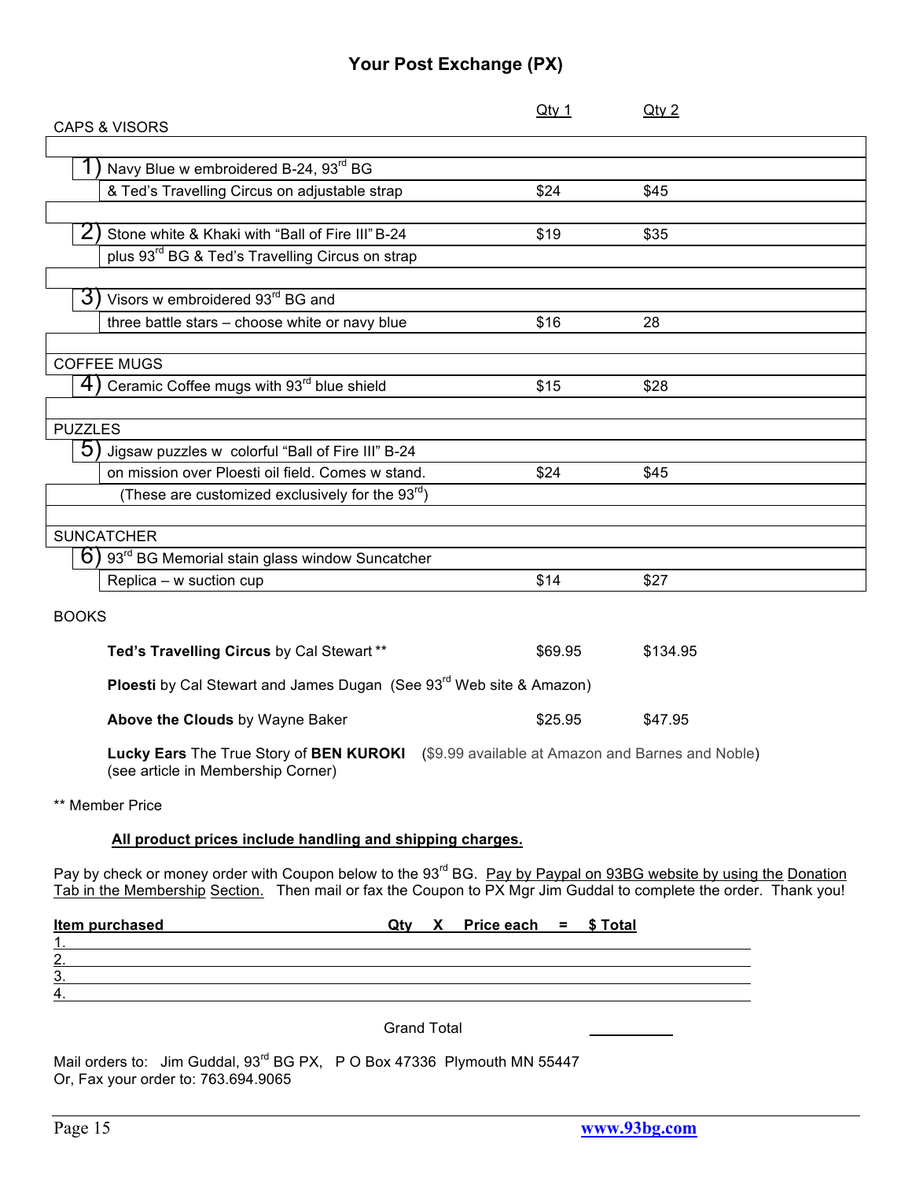# Your Post Exchange (PX)

| | Qty 1 | Qty 2 |
|---|---|---|
| **CAPS & VISORS** | | |
| 1) Navy Blue w embroidered B-24, 93rd BG & Ted's Travelling Circus on adjustable strap | $24 | $45 |
| 2) Stone white & Khaki with "Ball of Fire III" B-24 plus 93rd BG & Ted's Travelling Circus on strap | $19 | $35 |
| 3) Visors w embroidered 93rd BG and three battle stars – choose white or navy blue | $16 | 28 |
| **COFFEE MUGS** | | |
| 4) Ceramic Coffee mugs with 93rd blue shield | $15 | $28 |
| **PUZZLES** | | |
| 5) Jigsaw puzzles w colorful "Ball of Fire III" B-24 on mission over Ploesti oil field. Comes w stand. (These are customized exclusively for the 93rd) | $24 | $45 |
| **SUNCATCHER** | | |
| 6) 93rd BG Memorial stain glass window Suncatcher Replica – w suction cup | $14 | $27 |

BOOKS

| | Qty 1 | Qty 2 |
|---|---|---|
| **Ted's Travelling Circus** by Cal Stewart ** | $69.95 | $134.95 |
| **Ploesti** by Cal Stewart and James Dugan (See 93rd Web site & Amazon) | | |
| **Above the Clouds** by Wayne Baker | $25.95 | $47.95 |

**Lucky Ears** The True Story of **BEN KUROKI** ($9.99 available at Amazon and Barnes and Noble) (see article in Membership Corner)

** Member Price

**All product prices include handling and shipping charges.**

Pay by check or money order with Coupon below to the 93rd BG. Pay by Paypal on 93BG website by using the Donation Tab in the Membership Section. Then mail or fax the Coupon to PX Mgr Jim Guddal to complete the order. Thank you!

| Item purchased | Qty | X | Price each | = | $ Total |
|---|---|---|---|---|---|
| 1. | | | | | |
| 2. | | | | | |
| 3. | | | | | |
| 4. | | | | | |

Grand Total ________

Mail orders to: Jim Guddal, 93rd BG PX, P O Box 47336 Plymouth MN 55447
Or, Fax your order to: 763.694.9065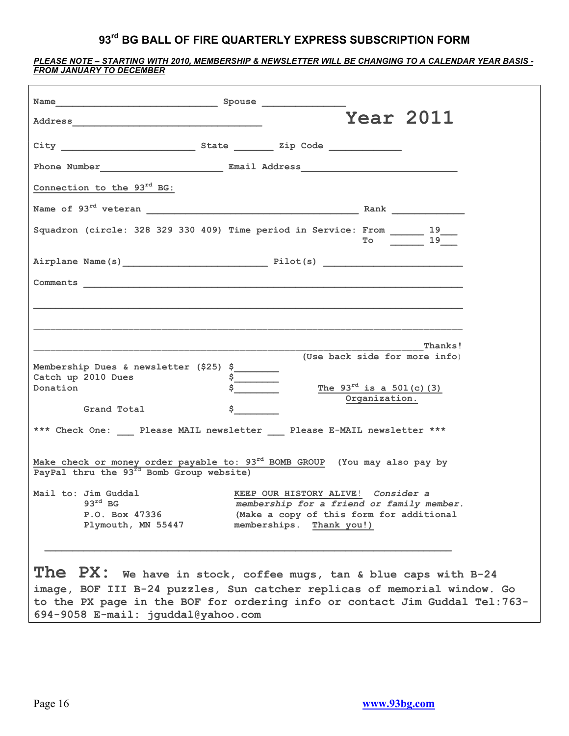# 93rd BG BALL OF FIRE QUARTERLY EXPRESS SUBSCRIPTION FORM

***PLEASE NOTE – STARTING WITH 2010, MEMBERSHIP & NEWSLETTER WILL BE CHANGING TO A CALENDAR YEAR BASIS - FROM JANUARY TO DECEMBER***

Name_____________________________ Spouse _______________

Address__________________________________ **Year 2011**

City ________________________ State _______ Zip Code _____________

Phone Number______________________ Email Address____________________________

Connection to the 93rd BG:

Name of 93rd veteran ______________________________________ Rank _____________

Squadron (circle: 328 329 330 409) Time period in Service: From ______ 19___
To ______ 19___

Airplane Name(s)__________________________ Pilot(s) _________________________

Comments ____________________________________________________________________

_____________________________________________________________________________

_____________________________________________________________________________

_____________________________________________________________________Thanks!

(Use back side for more info)

Membership Dues & newsletter ($25) $________
Catch up 2010 Dues $________
Donation $________

Grand Total $________

The 93rd is a 501(c)(3) Organization.

\*\*\* Check One: ___ Please MAIL newsletter ___ Please E-MAIL newsletter \*\*\*

Make check or money order payable to: 93rd BOMB GROUP (You may also pay by PayPal thru the 93rd Bomb Group website)

Mail to: Jim Guddal
93rd BG
P.O. Box 47336
Plymouth, MN 55447

KEEP OUR HISTORY ALIVE! *Consider a membership for a friend or family member.* (Make a copy of this form for additional memberships. Thank you!)

---

**The PX:** We have in stock, coffee mugs, tan & blue caps with B-24 image, BOF III B-24 puzzles, Sun catcher replicas of memorial window. Go to the PX page in the BOF for ordering info or contact Jim Guddal Tel:763-694-9058 E-mail: jguddal@yahoo.com